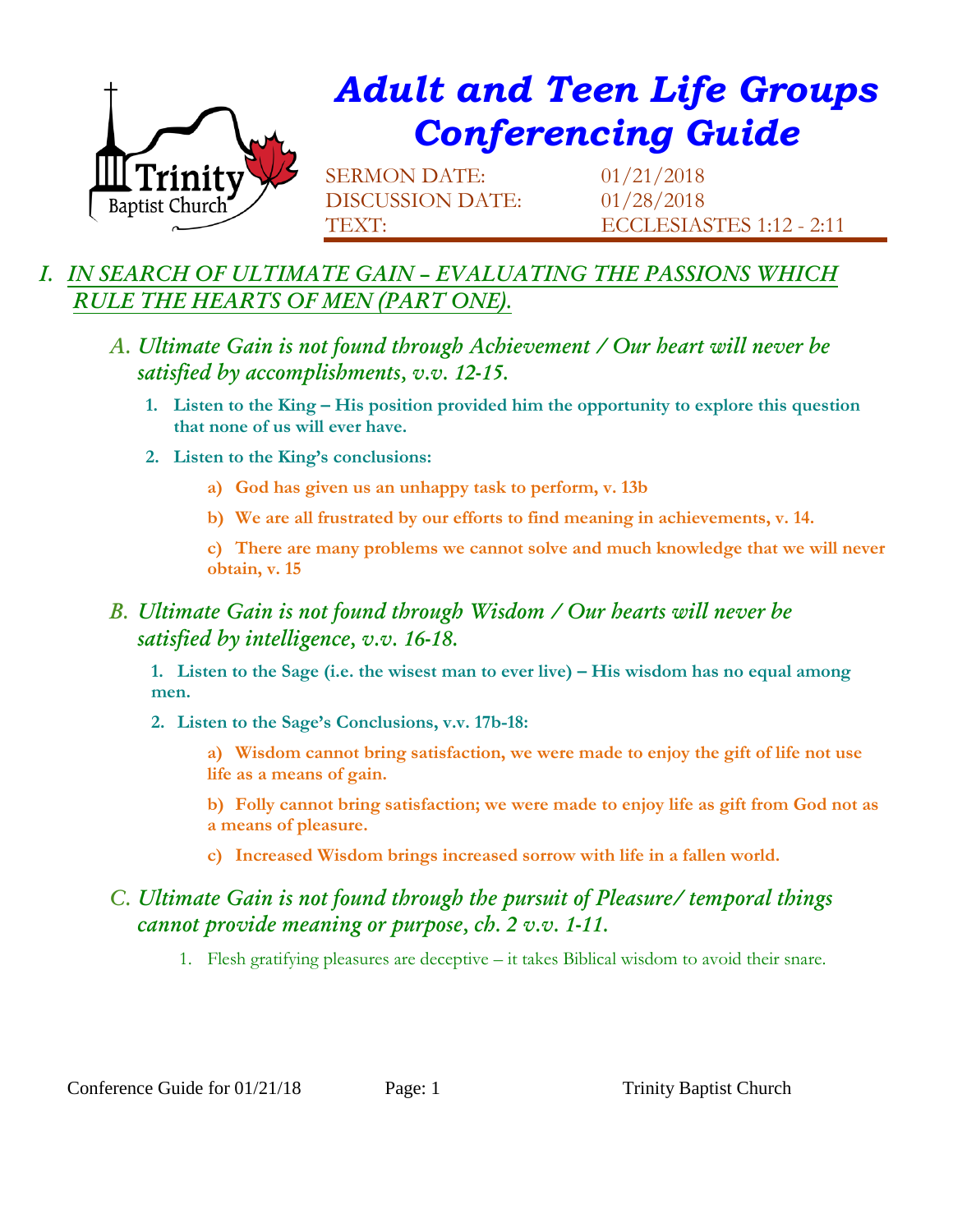# Adult and Teen Life Groups Conferencing Guide

SERMON DATE: 01/21/2018
DISCUSSION DATE: 01/28/2018
TEXT: ECCLESIASTES 1:12 - 2:11

## I. IN SEARCH OF ULTIMATE GAIN – EVALUATING THE PASSIONS WHICH RULE THE HEARTS OF MEN (PART ONE).

### A. Ultimate Gain is not found through Achievement / Our heart will never be satisfied by accomplishments, v.v. 12-15.

1. **Listen to the King – His position provided him the opportunity to explore this question that none of us will ever have.**
2. **Listen to the King's conclusions:**
   - **a) God has given us an unhappy task to perform, v. 13b**
   - **b) We are all frustrated by our efforts to find meaning in achievements, v. 14.**
   - **c) There are many problems we cannot solve and much knowledge that we will never obtain, v. 15**

### B. Ultimate Gain is not found through Wisdom / Our hearts will never be satisfied by intelligence, v.v. 16-18.

1. **Listen to the Sage (i.e. the wisest man to ever live) – His wisdom has no equal among men.**
2. **Listen to the Sage's Conclusions, v.v. 17b-18:**
   - **a) Wisdom cannot bring satisfaction, we were made to enjoy the gift of life not use life as a means of gain.**
   - **b) Folly cannot bring satisfaction; we were made to enjoy life as gift from God not as a means of pleasure.**
   - **c) Increased Wisdom brings increased sorrow with life in a fallen world.**

### C. Ultimate Gain is not found through the pursuit of Pleasure/ temporal things cannot provide meaning or purpose, ch. 2 v.v. 1-11.

1. Flesh gratifying pleasures are deceptive – it takes Biblical wisdom to avoid their snare.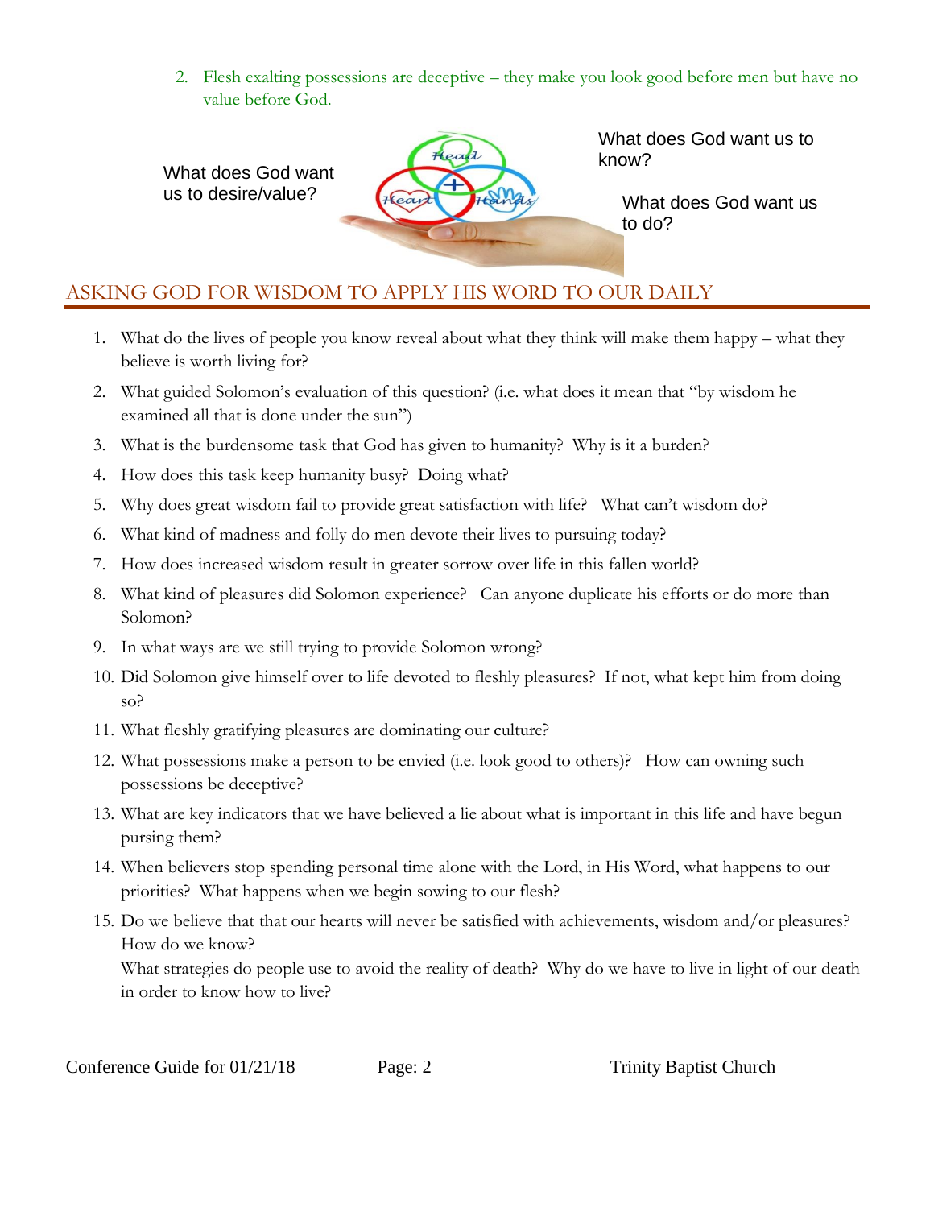2. Flesh exalting possessions are deceptive – they make you look good before men but have no value before God.

What does God want us to desire/value?

What does God want us to know?

What does God want us to do?

Head

Heart

Hands

## ASKING GOD FOR WISDOM TO APPLY HIS WORD TO OUR DAILY

1. What do the lives of people you know reveal about what they think will make them happy – what they believe is worth living for?
2. What guided Solomon's evaluation of this question? (i.e. what does it mean that "by wisdom he examined all that is done under the sun")
3. What is the burdensome task that God has given to humanity? Why is it a burden?
4. How does this task keep humanity busy? Doing what?
5. Why does great wisdom fail to provide great satisfaction with life? What can't wisdom do?
6. What kind of madness and folly do men devote their lives to pursuing today?
7. How does increased wisdom result in greater sorrow over life in this fallen world?
8. What kind of pleasures did Solomon experience? Can anyone duplicate his efforts or do more than Solomon?
9. In what ways are we still trying to provide Solomon wrong?
10. Did Solomon give himself over to life devoted to fleshly pleasures? If not, what kept him from doing so?
11. What fleshly gratifying pleasures are dominating our culture?
12. What possessions make a person to be envied (i.e. look good to others)? How can owning such possessions be deceptive?
13. What are key indicators that we have believed a lie about what is important in this life and have begun pursing them?
14. When believers stop spending personal time alone with the Lord, in His Word, what happens to our priorities? What happens when we begin sowing to our flesh?
15. Do we believe that that our hearts will never be satisfied with achievements, wisdom and/or pleasures? How do we know?
    What strategies do people use to avoid the reality of death? Why do we have to live in light of our death in order to know how to live?